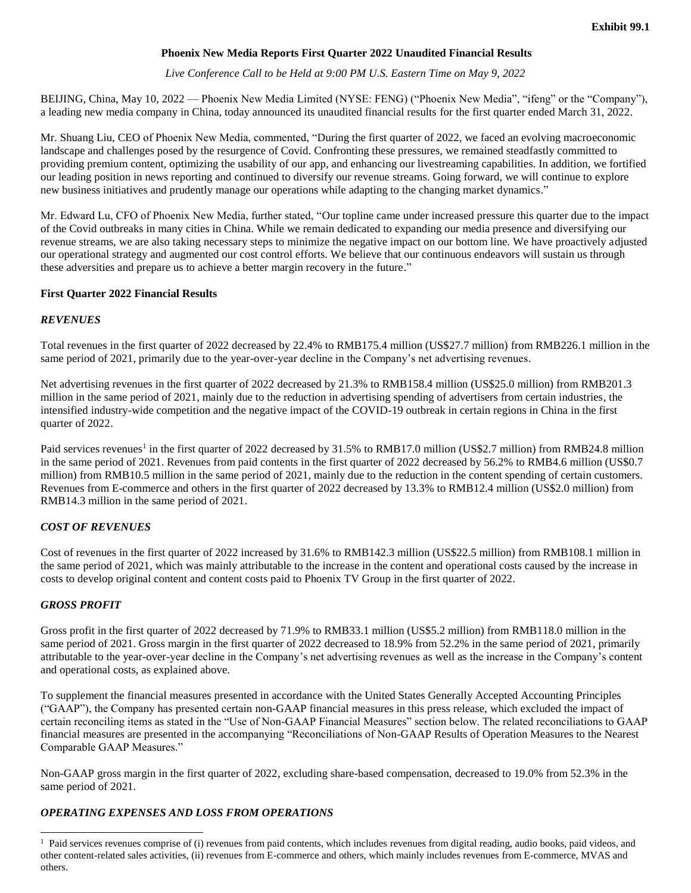**Exhibit 99.1**

# Phoenix New Media Reports First Quarter 2022 Unaudited Financial Results

*Live Conference Call to be Held at 9:00 PM U.S. Eastern Time on May 9, 2022*

BEIJING, China, May 10, 2022 — Phoenix New Media Limited (NYSE: FENG) ("Phoenix New Media", "ifeng" or the "Company"), a leading new media company in China, today announced its unaudited financial results for the first quarter ended March 31, 2022.

Mr. Shuang Liu, CEO of Phoenix New Media, commented, "During the first quarter of 2022, we faced an evolving macroeconomic landscape and challenges posed by the resurgence of Covid. Confronting these pressures, we remained steadfastly committed to providing premium content, optimizing the usability of our app, and enhancing our livestreaming capabilities. In addition, we fortified our leading position in news reporting and continued to diversify our revenue streams. Going forward, we will continue to explore new business initiatives and prudently manage our operations while adapting to the changing market dynamics."

Mr. Edward Lu, CFO of Phoenix New Media, further stated, "Our topline came under increased pressure this quarter due to the impact of the Covid outbreaks in many cities in China. While we remain dedicated to expanding our media presence and diversifying our revenue streams, we are also taking necessary steps to minimize the negative impact on our bottom line. We have proactively adjusted our operational strategy and augmented our cost control efforts. We believe that our continuous endeavors will sustain us through these adversities and prepare us to achieve a better margin recovery in the future."

## First Quarter 2022 Financial Results

### *REVENUES*

Total revenues in the first quarter of 2022 decreased by 22.4% to RMB175.4 million (US$27.7 million) from RMB226.1 million in the same period of 2021, primarily due to the year-over-year decline in the Company's net advertising revenues.

Net advertising revenues in the first quarter of 2022 decreased by 21.3% to RMB158.4 million (US$25.0 million) from RMB201.3 million in the same period of 2021, mainly due to the reduction in advertising spending of advertisers from certain industries, the intensified industry-wide competition and the negative impact of the COVID-19 outbreak in certain regions in China in the first quarter of 2022.

Paid services revenues[1] in the first quarter of 2022 decreased by 31.5% to RMB17.0 million (US$2.7 million) from RMB24.8 million in the same period of 2021. Revenues from paid contents in the first quarter of 2022 decreased by 56.2% to RMB4.6 million (US$0.7 million) from RMB10.5 million in the same period of 2021, mainly due to the reduction in the content spending of certain customers. Revenues from E-commerce and others in the first quarter of 2022 decreased by 13.3% to RMB12.4 million (US$2.0 million) from RMB14.3 million in the same period of 2021.

### *COST OF REVENUES*

Cost of revenues in the first quarter of 2022 increased by 31.6% to RMB142.3 million (US$22.5 million) from RMB108.1 million in the same period of 2021, which was mainly attributable to the increase in the content and operational costs caused by the increase in costs to develop original content and content costs paid to Phoenix TV Group in the first quarter of 2022.

### *GROSS PROFIT*

Gross profit in the first quarter of 2022 decreased by 71.9% to RMB33.1 million (US$5.2 million) from RMB118.0 million in the same period of 2021. Gross margin in the first quarter of 2022 decreased to 18.9% from 52.2% in the same period of 2021, primarily attributable to the year-over-year decline in the Company's net advertising revenues as well as the increase in the Company's content and operational costs, as explained above.

To supplement the financial measures presented in accordance with the United States Generally Accepted Accounting Principles ("GAAP"), the Company has presented certain non-GAAP financial measures in this press release, which excluded the impact of certain reconciling items as stated in the "Use of Non-GAAP Financial Measures" section below. The related reconciliations to GAAP financial measures are presented in the accompanying "Reconciliations of Non-GAAP Results of Operation Measures to the Nearest Comparable GAAP Measures."

Non-GAAP gross margin in the first quarter of 2022, excluding share-based compensation, decreased to 19.0% from 52.3% in the same period of 2021.

### *OPERATING EXPENSES AND LOSS FROM OPERATIONS*

[1] Paid services revenues comprise of (i) revenues from paid contents, which includes revenues from digital reading, audio books, paid videos, and other content-related sales activities, (ii) revenues from E-commerce and others, which mainly includes revenues from E-commerce, MVAS and others.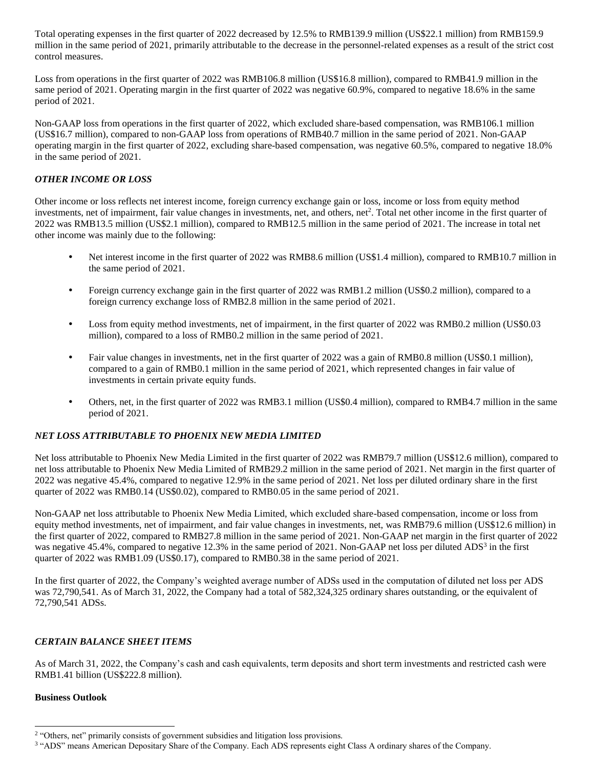Total operating expenses in the first quarter of 2022 decreased by 12.5% to RMB139.9 million (US$22.1 million) from RMB159.9 million in the same period of 2021, primarily attributable to the decrease in the personnel-related expenses as a result of the strict cost control measures.

Loss from operations in the first quarter of 2022 was RMB106.8 million (US$16.8 million), compared to RMB41.9 million in the same period of 2021. Operating margin in the first quarter of 2022 was negative 60.9%, compared to negative 18.6% in the same period of 2021.

Non-GAAP loss from operations in the first quarter of 2022, which excluded share-based compensation, was RMB106.1 million (US$16.7 million), compared to non-GAAP loss from operations of RMB40.7 million in the same period of 2021. Non-GAAP operating margin in the first quarter of 2022, excluding share-based compensation, was negative 60.5%, compared to negative 18.0% in the same period of 2021.

### *OTHER INCOME OR LOSS*

Other income or loss reflects net interest income, foreign currency exchange gain or loss, income or loss from equity method investments, net of impairment, fair value changes in investments, net, and others, net[2]. Total net other income in the first quarter of 2022 was RMB13.5 million (US$2.1 million), compared to RMB12.5 million in the same period of 2021. The increase in total net other income was mainly due to the following:

- Net interest income in the first quarter of 2022 was RMB8.6 million (US$1.4 million), compared to RMB10.7 million in the same period of 2021.
- Foreign currency exchange gain in the first quarter of 2022 was RMB1.2 million (US$0.2 million), compared to a foreign currency exchange loss of RMB2.8 million in the same period of 2021.
- Loss from equity method investments, net of impairment, in the first quarter of 2022 was RMB0.2 million (US$0.03 million), compared to a loss of RMB0.2 million in the same period of 2021.
- Fair value changes in investments, net in the first quarter of 2022 was a gain of RMB0.8 million (US$0.1 million), compared to a gain of RMB0.1 million in the same period of 2021, which represented changes in fair value of investments in certain private equity funds.
- Others, net, in the first quarter of 2022 was RMB3.1 million (US$0.4 million), compared to RMB4.7 million in the same period of 2021.

### *NET LOSS ATTRIBUTABLE TO PHOENIX NEW MEDIA LIMITED*

Net loss attributable to Phoenix New Media Limited in the first quarter of 2022 was RMB79.7 million (US$12.6 million), compared to net loss attributable to Phoenix New Media Limited of RMB29.2 million in the same period of 2021. Net margin in the first quarter of 2022 was negative 45.4%, compared to negative 12.9% in the same period of 2021. Net loss per diluted ordinary share in the first quarter of 2022 was RMB0.14 (US$0.02), compared to RMB0.05 in the same period of 2021.

Non-GAAP net loss attributable to Phoenix New Media Limited, which excluded share-based compensation, income or loss from equity method investments, net of impairment, and fair value changes in investments, net, was RMB79.6 million (US$12.6 million) in the first quarter of 2022, compared to RMB27.8 million in the same period of 2021. Non-GAAP net margin in the first quarter of 2022 was negative 45.4%, compared to negative 12.3% in the same period of 2021. Non-GAAP net loss per diluted ADS[3] in the first quarter of 2022 was RMB1.09 (US$0.17), compared to RMB0.38 in the same period of 2021.

In the first quarter of 2022, the Company's weighted average number of ADSs used in the computation of diluted net loss per ADS was 72,790,541. As of March 31, 2022, the Company had a total of 582,324,325 ordinary shares outstanding, or the equivalent of 72,790,541 ADSs.

### *CERTAIN BALANCE SHEET ITEMS*

As of March 31, 2022, the Company's cash and cash equivalents, term deposits and short term investments and restricted cash were RMB1.41 billion (US$222.8 million).

**Business Outlook**

---

[2] "Others, net" primarily consists of government subsidies and litigation loss provisions.

[3] "ADS" means American Depositary Share of the Company. Each ADS represents eight Class A ordinary shares of the Company.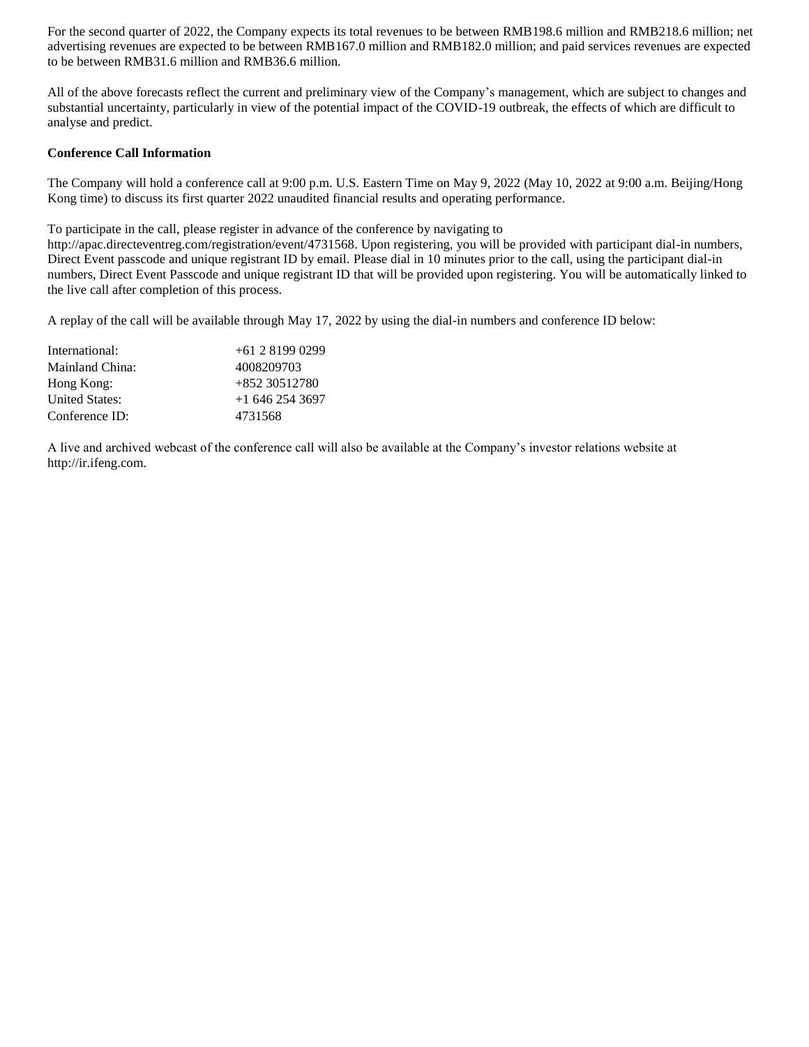For the second quarter of 2022, the Company expects its total revenues to be between RMB198.6 million and RMB218.6 million; net advertising revenues are expected to be between RMB167.0 million and RMB182.0 million; and paid services revenues are expected to be between RMB31.6 million and RMB36.6 million.

All of the above forecasts reflect the current and preliminary view of the Company's management, which are subject to changes and substantial uncertainty, particularly in view of the potential impact of the COVID-19 outbreak, the effects of which are difficult to analyse and predict.

**Conference Call Information**

The Company will hold a conference call at 9:00 p.m. U.S. Eastern Time on May 9, 2022 (May 10, 2022 at 9:00 a.m. Beijing/Hong Kong time) to discuss its first quarter 2022 unaudited financial results and operating performance.

To participate in the call, please register in advance of the conference by navigating to http://apac.directeventreg.com/registration/event/4731568. Upon registering, you will be provided with participant dial-in numbers, Direct Event passcode and unique registrant ID by email. Please dial in 10 minutes prior to the call, using the participant dial-in numbers, Direct Event Passcode and unique registrant ID that will be provided upon registering. You will be automatically linked to the live call after completion of this process.

A replay of the call will be available through May 17, 2022 by using the dial-in numbers and conference ID below:

| | |
|---|---|
| International: | +61 2 8199 0299 |
| Mainland China: | 4008209703 |
| Hong Kong: | +852 30512780 |
| United States: | +1 646 254 3697 |
| Conference ID: | 4731568 |

A live and archived webcast of the conference call will also be available at the Company's investor relations website at http://ir.ifeng.com.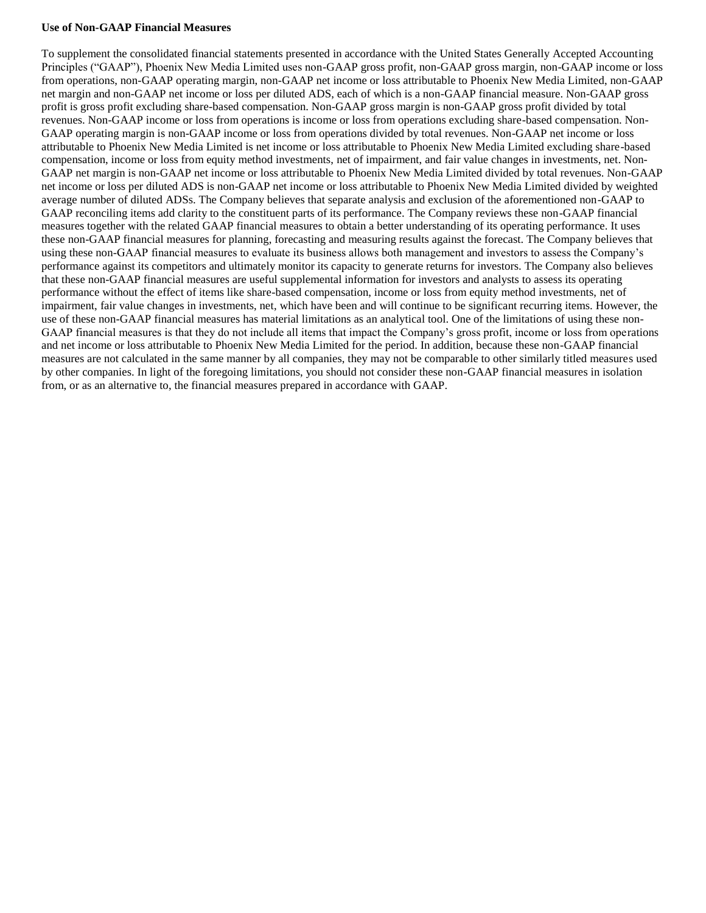**Use of Non-GAAP Financial Measures**

To supplement the consolidated financial statements presented in accordance with the United States Generally Accepted Accounting Principles ("GAAP"), Phoenix New Media Limited uses non-GAAP gross profit, non-GAAP gross margin, non-GAAP income or loss from operations, non-GAAP operating margin, non-GAAP net income or loss attributable to Phoenix New Media Limited, non-GAAP net margin and non-GAAP net income or loss per diluted ADS, each of which is a non-GAAP financial measure. Non-GAAP gross profit is gross profit excluding share-based compensation. Non-GAAP gross margin is non-GAAP gross profit divided by total revenues. Non-GAAP income or loss from operations is income or loss from operations excluding share-based compensation. Non-GAAP operating margin is non-GAAP income or loss from operations divided by total revenues. Non-GAAP net income or loss attributable to Phoenix New Media Limited is net income or loss attributable to Phoenix New Media Limited excluding share-based compensation, income or loss from equity method investments, net of impairment, and fair value changes in investments, net. Non-GAAP net margin is non-GAAP net income or loss attributable to Phoenix New Media Limited divided by total revenues. Non-GAAP net income or loss per diluted ADS is non-GAAP net income or loss attributable to Phoenix New Media Limited divided by weighted average number of diluted ADSs. The Company believes that separate analysis and exclusion of the aforementioned non-GAAP to GAAP reconciling items add clarity to the constituent parts of its performance. The Company reviews these non-GAAP financial measures together with the related GAAP financial measures to obtain a better understanding of its operating performance. It uses these non-GAAP financial measures for planning, forecasting and measuring results against the forecast. The Company believes that using these non-GAAP financial measures to evaluate its business allows both management and investors to assess the Company's performance against its competitors and ultimately monitor its capacity to generate returns for investors. The Company also believes that these non-GAAP financial measures are useful supplemental information for investors and analysts to assess its operating performance without the effect of items like share-based compensation, income or loss from equity method investments, net of impairment, fair value changes in investments, net, which have been and will continue to be significant recurring items. However, the use of these non-GAAP financial measures has material limitations as an analytical tool. One of the limitations of using these non-GAAP financial measures is that they do not include all items that impact the Company's gross profit, income or loss from operations and net income or loss attributable to Phoenix New Media Limited for the period. In addition, because these non-GAAP financial measures are not calculated in the same manner by all companies, they may not be comparable to other similarly titled measures used by other companies. In light of the foregoing limitations, you should not consider these non-GAAP financial measures in isolation from, or as an alternative to, the financial measures prepared in accordance with GAAP.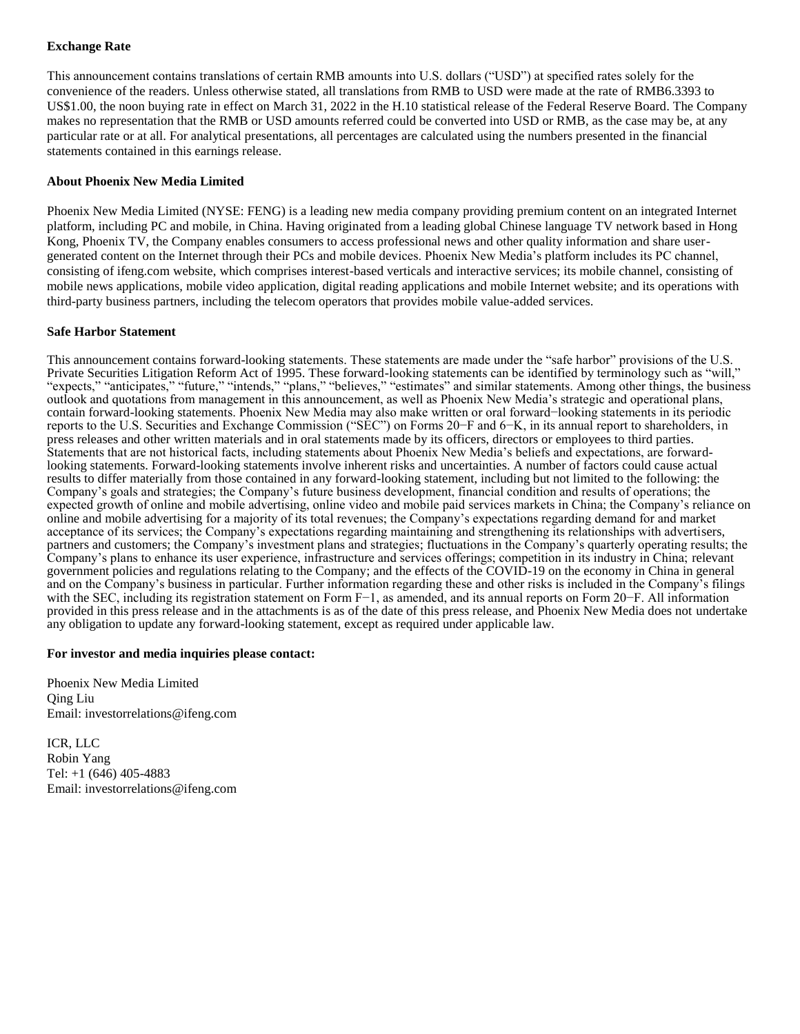**Exchange Rate**

This announcement contains translations of certain RMB amounts into U.S. dollars ("USD") at specified rates solely for the convenience of the readers. Unless otherwise stated, all translations from RMB to USD were made at the rate of RMB6.3393 to US$1.00, the noon buying rate in effect on March 31, 2022 in the H.10 statistical release of the Federal Reserve Board. The Company makes no representation that the RMB or USD amounts referred could be converted into USD or RMB, as the case may be, at any particular rate or at all. For analytical presentations, all percentages are calculated using the numbers presented in the financial statements contained in this earnings release.

**About Phoenix New Media Limited**

Phoenix New Media Limited (NYSE: FENG) is a leading new media company providing premium content on an integrated Internet platform, including PC and mobile, in China. Having originated from a leading global Chinese language TV network based in Hong Kong, Phoenix TV, the Company enables consumers to access professional news and other quality information and share user-generated content on the Internet through their PCs and mobile devices. Phoenix New Media's platform includes its PC channel, consisting of ifeng.com website, which comprises interest-based verticals and interactive services; its mobile channel, consisting of mobile news applications, mobile video application, digital reading applications and mobile Internet website; and its operations with third-party business partners, including the telecom operators that provides mobile value-added services.

**Safe Harbor Statement**

This announcement contains forward-looking statements. These statements are made under the "safe harbor" provisions of the U.S. Private Securities Litigation Reform Act of 1995. These forward-looking statements can be identified by terminology such as "will," "expects," "anticipates," "future," "intends," "plans," "believes," "estimates" and similar statements. Among other things, the business outlook and quotations from management in this announcement, as well as Phoenix New Media's strategic and operational plans, contain forward-looking statements. Phoenix New Media may also make written or oral forward−looking statements in its periodic reports to the U.S. Securities and Exchange Commission ("SEC") on Forms 20−F and 6−K, in its annual report to shareholders, in press releases and other written materials and in oral statements made by its officers, directors or employees to third parties. Statements that are not historical facts, including statements about Phoenix New Media's beliefs and expectations, are forward-looking statements. Forward-looking statements involve inherent risks and uncertainties. A number of factors could cause actual results to differ materially from those contained in any forward-looking statement, including but not limited to the following: the Company's goals and strategies; the Company's future business development, financial condition and results of operations; the expected growth of online and mobile advertising, online video and mobile paid services markets in China; the Company's reliance on online and mobile advertising for a majority of its total revenues; the Company's expectations regarding demand for and market acceptance of its services; the Company's expectations regarding maintaining and strengthening its relationships with advertisers, partners and customers; the Company's investment plans and strategies; fluctuations in the Company's quarterly operating results; the Company's plans to enhance its user experience, infrastructure and services offerings; competition in its industry in China; relevant government policies and regulations relating to the Company; and the effects of the COVID-19 on the economy in China in general and on the Company's business in particular. Further information regarding these and other risks is included in the Company's filings with the SEC, including its registration statement on Form F−1, as amended, and its annual reports on Form 20−F. All information provided in this press release and in the attachments is as of the date of this press release, and Phoenix New Media does not undertake any obligation to update any forward-looking statement, except as required under applicable law.

**For investor and media inquiries please contact:**

Phoenix New Media Limited
Qing Liu
Email: investorrelations@ifeng.com

ICR, LLC
Robin Yang
Tel: +1 (646) 405-4883
Email: investorrelations@ifeng.com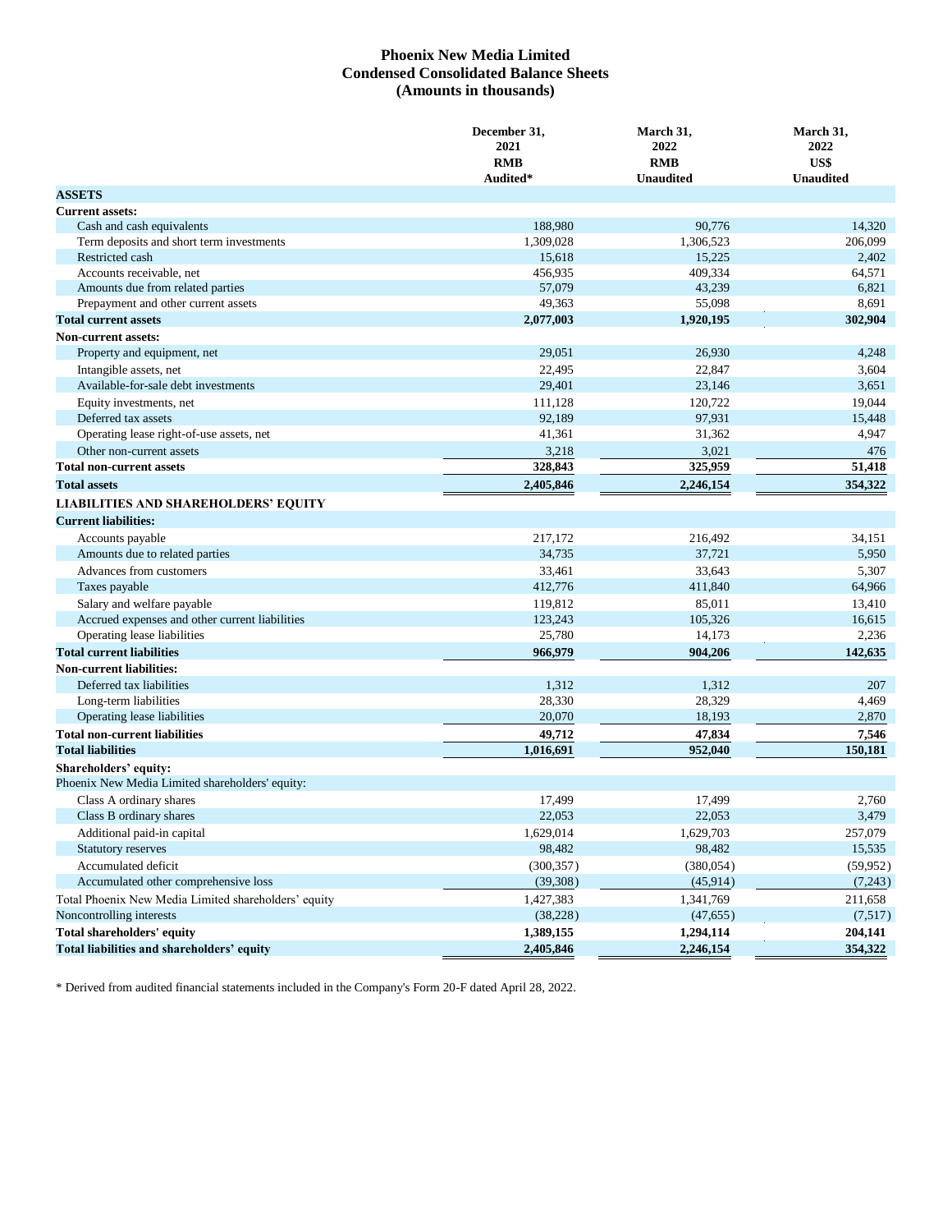# Phoenix New Media Limited
## Condensed Consolidated Balance Sheets
### (Amounts in thousands)

| | December 31, 2021 RMB Audited* | March 31, 2022 RMB Unaudited | March 31, 2022 US$ Unaudited |
|---|---|---|---|
| **ASSETS** | | | |
| **Current assets:** | | | |
| Cash and cash equivalents | 188,980 | 90,776 | 14,320 |
| Term deposits and short term investments | 1,309,028 | 1,306,523 | 206,099 |
| Restricted cash | 15,618 | 15,225 | 2,402 |
| Accounts receivable, net | 456,935 | 409,334 | 64,571 |
| Amounts due from related parties | 57,079 | 43,239 | 6,821 |
| Prepayment and other current assets | 49,363 | 55,098 | 8,691 |
| **Total current assets** | **2,077,003** | **1,920,195** | **302,904** |
| **Non-current assets:** | | | |
| Property and equipment, net | 29,051 | 26,930 | 4,248 |
| Intangible assets, net | 22,495 | 22,847 | 3,604 |
| Available-for-sale debt investments | 29,401 | 23,146 | 3,651 |
| Equity investments, net | 111,128 | 120,722 | 19,044 |
| Deferred tax assets | 92,189 | 97,931 | 15,448 |
| Operating lease right-of-use assets, net | 41,361 | 31,362 | 4,947 |
| Other non-current assets | 3,218 | 3,021 | 476 |
| **Total non-current assets** | **328,843** | **325,959** | **51,418** |
| **Total assets** | **2,405,846** | **2,246,154** | **354,322** |
| **LIABILITIES AND SHAREHOLDERS' EQUITY** | | | |
| **Current liabilities:** | | | |
| Accounts payable | 217,172 | 216,492 | 34,151 |
| Amounts due to related parties | 34,735 | 37,721 | 5,950 |
| Advances from customers | 33,461 | 33,643 | 5,307 |
| Taxes payable | 412,776 | 411,840 | 64,966 |
| Salary and welfare payable | 119,812 | 85,011 | 13,410 |
| Accrued expenses and other current liabilities | 123,243 | 105,326 | 16,615 |
| Operating lease liabilities | 25,780 | 14,173 | 2,236 |
| **Total current liabilities** | **966,979** | **904,206** | **142,635** |
| **Non-current liabilities:** | | | |
| Deferred tax liabilities | 1,312 | 1,312 | 207 |
| Long-term liabilities | 28,330 | 28,329 | 4,469 |
| Operating lease liabilities | 20,070 | 18,193 | 2,870 |
| **Total non-current liabilities** | **49,712** | **47,834** | **7,546** |
| **Total liabilities** | **1,016,691** | **952,040** | **150,181** |
| **Shareholders' equity:** | | | |
| Phoenix New Media Limited shareholders' equity: | | | |
| Class A ordinary shares | 17,499 | 17,499 | 2,760 |
| Class B ordinary shares | 22,053 | 22,053 | 3,479 |
| Additional paid-in capital | 1,629,014 | 1,629,703 | 257,079 |
| Statutory reserves | 98,482 | 98,482 | 15,535 |
| Accumulated deficit | (300,357) | (380,054) | (59,952) |
| Accumulated other comprehensive loss | (39,308) | (45,914) | (7,243) |
| Total Phoenix New Media Limited shareholders' equity | 1,427,383 | 1,341,769 | 211,658 |
| Noncontrolling interests | (38,228) | (47,655) | (7,517) |
| **Total shareholders' equity** | **1,389,155** | **1,294,114** | **204,141** |
| **Total liabilities and shareholders' equity** | **2,405,846** | **2,246,154** | **354,322** |

* Derived from audited financial statements included in the Company's Form 20-F dated April 28, 2022.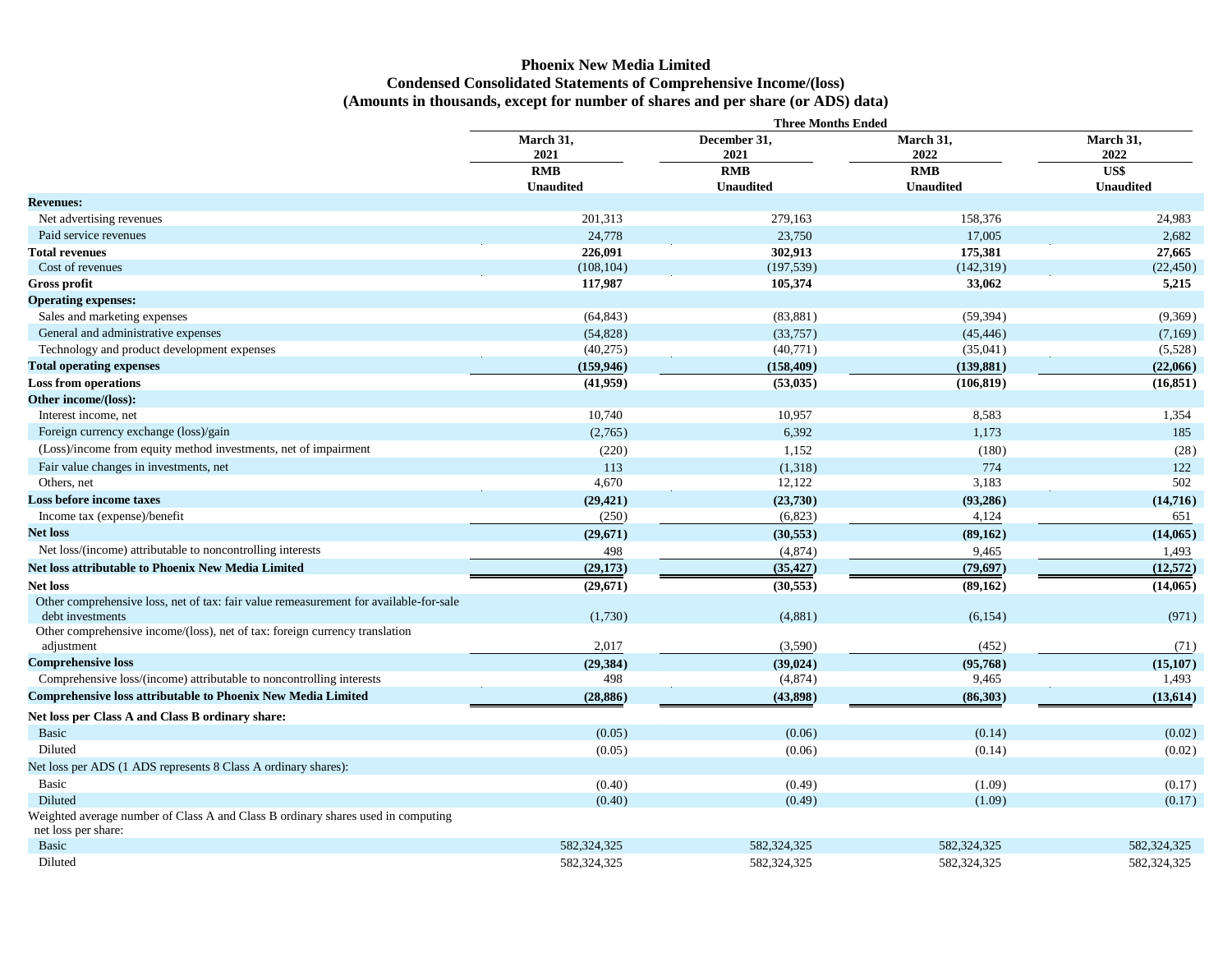**Phoenix New Media Limited**
**Condensed Consolidated Statements of Comprehensive Income/(loss)**
**(Amounts in thousands, except for number of shares and per share (or ADS) data)**

| | Three Months Ended | | | |
|---|---|---|---|---|
| | March 31, 2021 | December 31, 2021 | March 31, 2022 | March 31, 2022 |
| | RMB | RMB | RMB | US$ |
| | Unaudited | Unaudited | Unaudited | Unaudited |
| **Revenues:** | | | | |
| Net advertising revenues | 201,313 | 279,163 | 158,376 | 24,983 |
| Paid service revenues | 24,778 | 23,750 | 17,005 | 2,682 |
| **Total revenues** | **226,091** | **302,913** | **175,381** | **27,665** |
| Cost of revenues | (108,104) | (197,539) | (142,319) | (22,450) |
| **Gross profit** | **117,987** | **105,374** | **33,062** | **5,215** |
| **Operating expenses:** | | | | |
| Sales and marketing expenses | (64,843) | (83,881) | (59,394) | (9,369) |
| General and administrative expenses | (54,828) | (33,757) | (45,446) | (7,169) |
| Technology and product development expenses | (40,275) | (40,771) | (35,041) | (5,528) |
| **Total operating expenses** | **(159,946)** | **(158,409)** | **(139,881)** | **(22,066)** |
| **Loss from operations** | **(41,959)** | **(53,035)** | **(106,819)** | **(16,851)** |
| **Other income/(loss):** | | | | |
| Interest income, net | 10,740 | 10,957 | 8,583 | 1,354 |
| Foreign currency exchange (loss)/gain | (2,765) | 6,392 | 1,173 | 185 |
| (Loss)/income from equity method investments, net of impairment | (220) | 1,152 | (180) | (28) |
| Fair value changes in investments, net | 113 | (1,318) | 774 | 122 |
| Others, net | 4,670 | 12,122 | 3,183 | 502 |
| **Loss before income taxes** | **(29,421)** | **(23,730)** | **(93,286)** | **(14,716)** |
| Income tax (expense)/benefit | (250) | (6,823) | 4,124 | 651 |
| **Net loss** | **(29,671)** | **(30,553)** | **(89,162)** | **(14,065)** |
| Net loss/(income) attributable to noncontrolling interests | 498 | (4,874) | 9,465 | 1,493 |
| **Net loss attributable to Phoenix New Media Limited** | **(29,173)** | **(35,427)** | **(79,697)** | **(12,572)** |
| **Net loss** | **(29,671)** | **(30,553)** | **(89,162)** | **(14,065)** |
| Other comprehensive loss, net of tax: fair value remeasurement for available-for-sale debt investments | (1,730) | (4,881) | (6,154) | (971) |
| Other comprehensive income/(loss), net of tax: foreign currency translation adjustment | 2,017 | (3,590) | (452) | (71) |
| **Comprehensive loss** | **(29,384)** | **(39,024)** | **(95,768)** | **(15,107)** |
| Comprehensive loss/(income) attributable to noncontrolling interests | 498 | (4,874) | 9,465 | 1,493 |
| **Comprehensive loss attributable to Phoenix New Media Limited** | **(28,886)** | **(43,898)** | **(86,303)** | **(13,614)** |
| **Net loss per Class A and Class B ordinary share:** | | | | |
| Basic | (0.05) | (0.06) | (0.14) | (0.02) |
| Diluted | (0.05) | (0.06) | (0.14) | (0.02) |
| Net loss per ADS (1 ADS represents 8 Class A ordinary shares): | | | | |
| Basic | (0.40) | (0.49) | (1.09) | (0.17) |
| Diluted | (0.40) | (0.49) | (1.09) | (0.17) |
| Weighted average number of Class A and Class B ordinary shares used in computing net loss per share: | | | | |
| Basic | 582,324,325 | 582,324,325 | 582,324,325 | 582,324,325 |
| Diluted | 582,324,325 | 582,324,325 | 582,324,325 | 582,324,325 |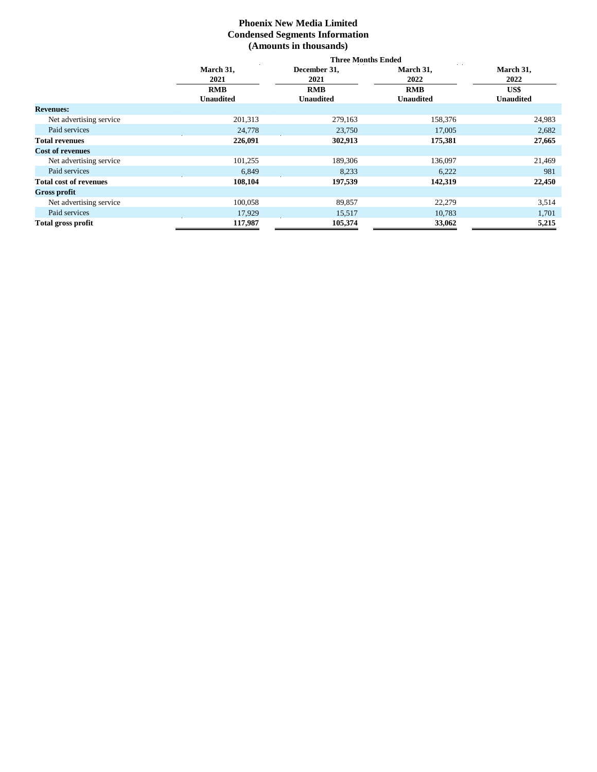# Phoenix New Media Limited
## Condensed Segments Information
### (Amounts in thousands)

| | Three Months Ended | | | |
|---|---|---|---|---|
| | March 31, 2021 | December 31, 2021 | March 31, 2022 | March 31, 2022 |
| | RMB | RMB | RMB | US$ |
| | Unaudited | Unaudited | Unaudited | Unaudited |
| **Revenues:** | | | | |
| Net advertising service | 201,313 | 279,163 | 158,376 | 24,983 |
| Paid services | 24,778 | 23,750 | 17,005 | 2,682 |
| **Total revenues** | **226,091** | **302,913** | **175,381** | **27,665** |
| **Cost of revenues** | | | | |
| Net advertising service | 101,255 | 189,306 | 136,097 | 21,469 |
| Paid services | 6,849 | 8,233 | 6,222 | 981 |
| **Total cost of revenues** | **108,104** | **197,539** | **142,319** | **22,450** |
| **Gross profit** | | | | |
| Net advertising service | 100,058 | 89,857 | 22,279 | 3,514 |
| Paid services | 17,929 | 15,517 | 10,783 | 1,701 |
| **Total gross profit** | **117,987** | **105,374** | **33,062** | **5,215** |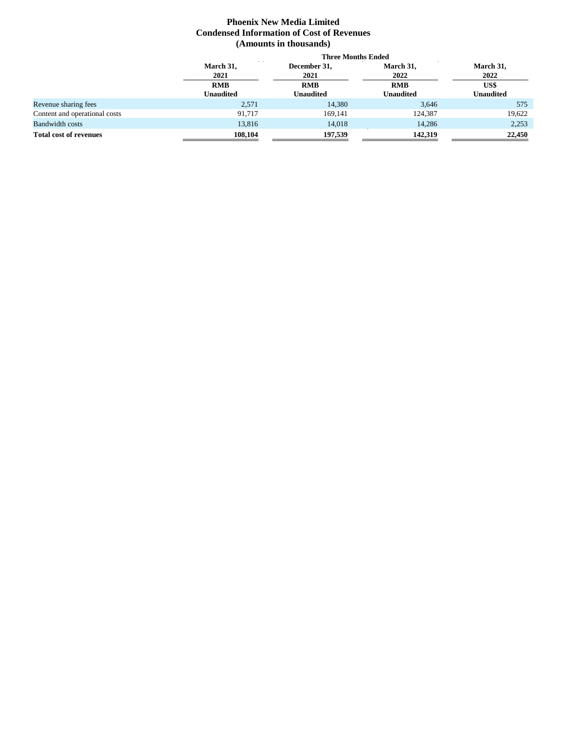# Phoenix New Media Limited
## Condensed Information of Cost of Revenues
### (Amounts in thousands)

| | Three Months Ended | | | |
|---|---|---|---|---|
| | March 31, 2021 | December 31, 2021 | March 31, 2022 | March 31, 2022 |
| | RMB | RMB | RMB | US$ |
| | Unaudited | Unaudited | Unaudited | Unaudited |
| Revenue sharing fees | 2,571 | 14,380 | 3,646 | 575 |
| Content and operational costs | 91,717 | 169,141 | 124,387 | 19,622 |
| Bandwidth costs | 13,816 | 14,018 | 14,286 | 2,253 |
| **Total cost of revenues** | **108,104** | **197,539** | **142,319** | **22,450** |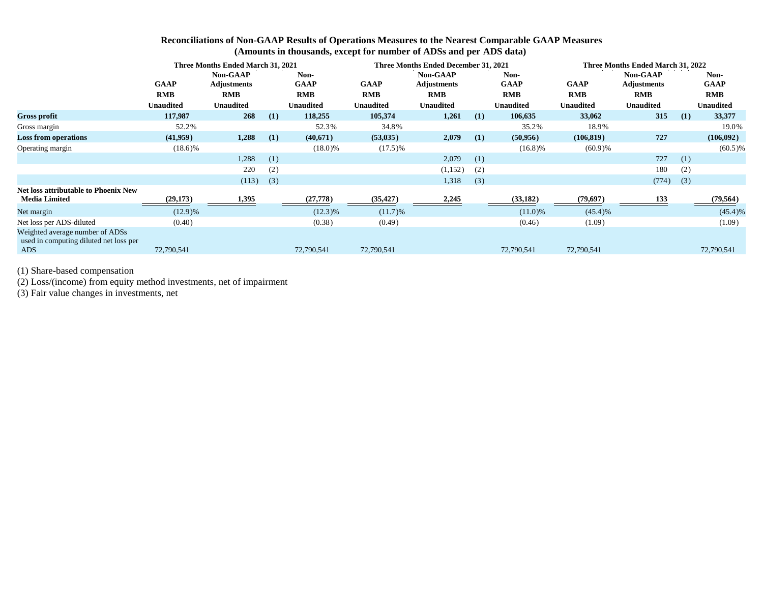**Reconciliations of Non-GAAP Results of Operations Measures to the Nearest Comparable GAAP Measures**
**(Amounts in thousands, except for number of ADSs and per ADS data)**

| | Three Months Ended March 31, 2021 | | | | Three Months Ended December 31, 2021 | | | | Three Months Ended March 31, 2022 | | | |
|---|---|---|---|---|---|---|---|---|---|---|---|---|
| | GAAP RMB Unaudited | Non-GAAP Adjustments RMB Unaudited | | Non-GAAP RMB Unaudited | GAAP RMB Unaudited | Non-GAAP Adjustments RMB Unaudited | | Non-GAAP RMB Unaudited | GAAP RMB Unaudited | Non-GAAP Adjustments RMB Unaudited | | Non-GAAP RMB Unaudited |
| **Gross profit** | **117,987** | **268** | **(1)** | **118,255** | **105,374** | **1,261** | **(1)** | **106,635** | **33,062** | **315** | **(1)** | **33,377** |
| Gross margin | 52.2% | | | 52.3% | 34.8% | | | 35.2% | 18.9% | | | 19.0% |
| **Loss from operations** | **(41,959)** | **1,288** | **(1)** | **(40,671)** | **(53,035)** | **2,079** | **(1)** | **(50,956)** | **(106,819)** | **727** | | **(106,092)** |
| Operating margin | (18.6)% | | | (18.0)% | (17.5)% | | | (16.8)% | (60.9)% | | | (60.5)% |
| | | 1,288 | (1) | | | 2,079 | (1) | | | 727 | (1) | |
| | | 220 | (2) | | | (1,152) | (2) | | | 180 | (2) | |
| | | (113) | (3) | | | 1,318 | (3) | | | (774) | (3) | |
| **Net loss attributable to Phoenix New Media Limited** | **(29,173)** | **1,395** | | **(27,778)** | **(35,427)** | **2,245** | | **(33,182)** | **(79,697)** | **133** | | **(79,564)** |
| Net margin | (12.9)% | | | (12.3)% | (11.7)% | | | (11.0)% | (45.4)% | | | (45.4)% |
| Net loss per ADS-diluted | (0.40) | | | (0.38) | (0.49) | | | (0.46) | (1.09) | | | (1.09) |
| Weighted average number of ADSs used in computing diluted net loss per ADS | 72,790,541 | | | 72,790,541 | 72,790,541 | | | 72,790,541 | 72,790,541 | | | 72,790,541 |

(1) Share-based compensation
(2) Loss/(income) from equity method investments, net of impairment
(3) Fair value changes in investments, net